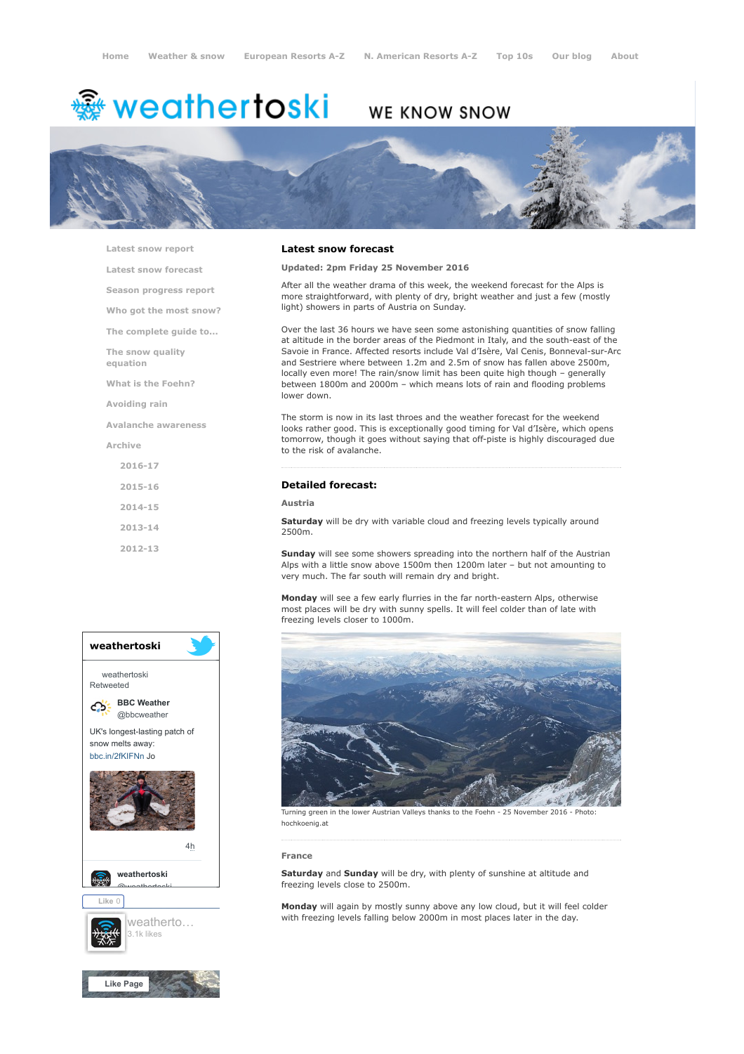Home | Weather & snow | European Resorts A-Z | N. American Resorts A-Z | Top 10s | Our blog | About

# weathertoski

WE KNOW SNOW

- Latest snow report
- Latest snow forecast
- Season progress report
- Who got the most snow?
- The complete guide to...
- The snow quality equation
- What is the Foehn?
- Avoiding rain
- Avalanche awareness
- Archive
  - 2016-17
  - 2015-16
  - 2014-15
  - 2013-14
  - 2012-13

## Latest snow forecast

**Updated: 2pm Friday 25 November 2016**

After all the weather drama of this week, the weekend forecast for the Alps is more straightforward, with plenty of dry, bright weather and just a few (mostly light) showers in parts of Austria on Sunday.

Over the last 36 hours we have seen some astonishing quantities of snow falling at altitude in the border areas of the Piedmont in Italy, and the south-east of the Savoie in France. Affected resorts include Val d'Isère, Val Cenis, Bonneval-sur-Arc and Sestriere where between 1.2m and 2.5m of snow has fallen above 2500m, locally even more! The rain/snow limit has been quite high though – generally between 1800m and 2000m – which means lots of rain and flooding problems lower down.

The storm is now in its last throes and the weather forecast for the weekend looks rather good. This is exceptionally good timing for Val d'Isère, which opens tomorrow, though it goes without saying that off-piste is highly discouraged due to the risk of avalanche.

## Detailed forecast:

### Austria

**Saturday** will be dry with variable cloud and freezing levels typically around 2500m.

**Sunday** will see some showers spreading into the northern half of the Austrian Alps with a little snow above 1500m then 1200m later – but not amounting to very much. The far south will remain dry and bright.

**Monday** will see a few early flurries in the far north-eastern Alps, otherwise most places will be dry with sunny spells. It will feel colder than of late with freezing levels closer to 1000m.

Turning green in the lower Austrian Valleys thanks to the Foehn - 25 November 2016 - Photo: hochkoenig.at

### France

**Saturday** and **Sunday** will be dry, with plenty of sunshine at altitude and freezing levels close to 2500m.

**Monday** will again by mostly sunny above any low cloud, but it will feel colder with freezing levels falling below 2000m in most places later in the day.

**weathertoski**

weathertoski Retweeted

**BBC Weather** @bbcweather

UK's longest-lasting patch of snow melts away: bbc.in/2fKIFNn Jo

4h

**weathertoski** @weathertoski

Like 0

weatherto... 3.1k likes

Like Page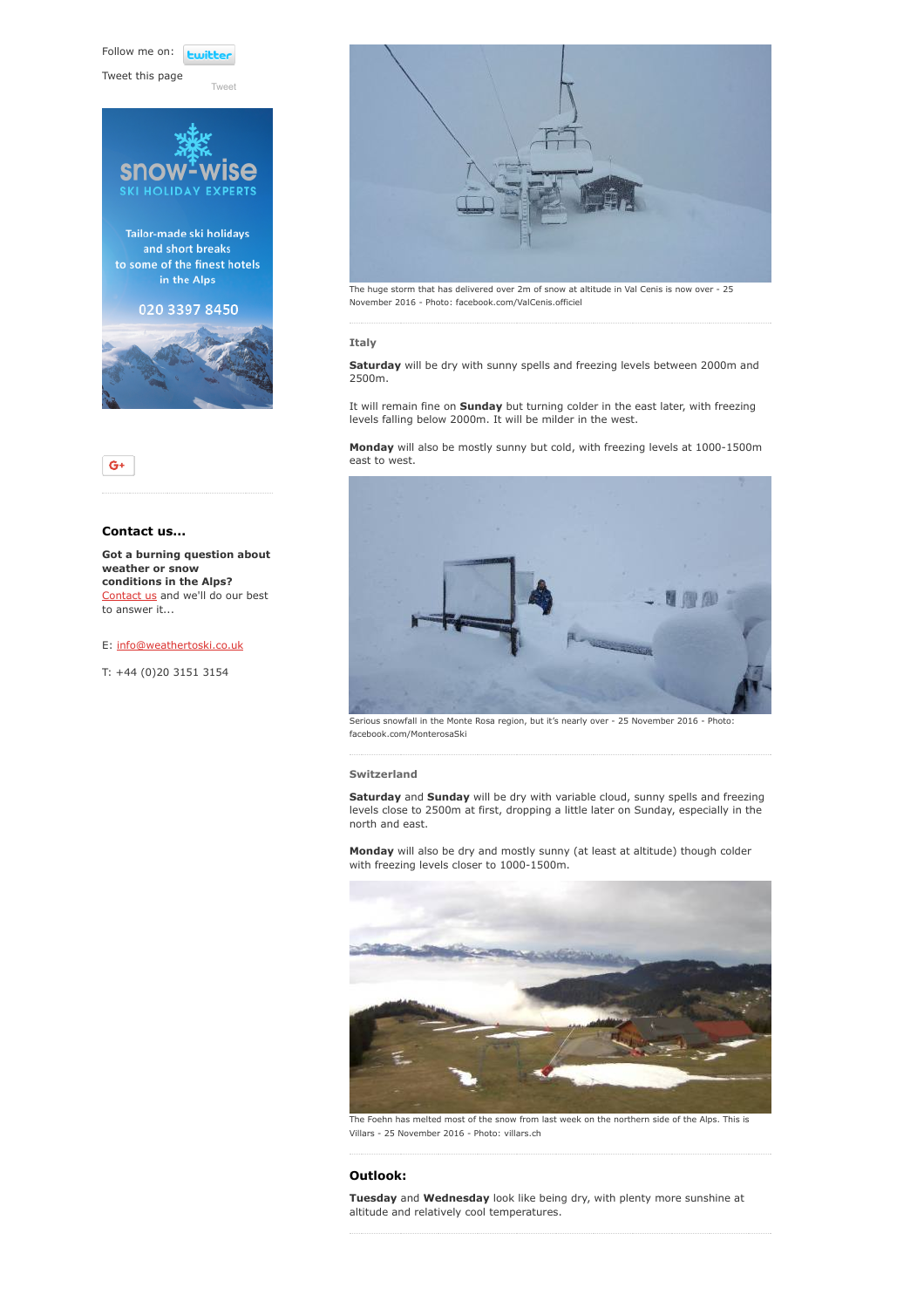Follow me on: twitter

Tweet this page

Tweet

snow-wise
SKI HOLIDAY EXPERTS

Tailor-made ski holidays and short breaks to some of the finest hotels in the Alps

020 3397 8450

G+

**Contact us...**

**Got a burning question about weather or snow conditions in the Alps?** Contact us and we'll do our best to answer it...

E: info@weathertoski.co.uk

T: +44 (0)20 3151 3154

The huge storm that has delivered over 2m of snow at altitude in Val Cenis is now over - 25 November 2016 - Photo: facebook.com/ValCenis.officiel

### Italy

**Saturday** will be dry with sunny spells and freezing levels between 2000m and 2500m.

It will remain fine on **Sunday** but turning colder in the east later, with freezing levels falling below 2000m. It will be milder in the west.

**Monday** will also be mostly sunny but cold, with freezing levels at 1000-1500m east to west.

Serious snowfall in the Monte Rosa region, but it's nearly over - 25 November 2016 - Photo: facebook.com/MonterosaSki

### Switzerland

**Saturday** and **Sunday** will be dry with variable cloud, sunny spells and freezing levels close to 2500m at first, dropping a little later on Sunday, especially in the north and east.

**Monday** will also be dry and mostly sunny (at least at altitude) though colder with freezing levels closer to 1000-1500m.

The Foehn has melted most of the snow from last week on the northern side of the Alps. This is Villars - 25 November 2016 - Photo: villars.ch

## Outlook:

**Tuesday** and **Wednesday** look like being dry, with plenty more sunshine at altitude and relatively cool temperatures.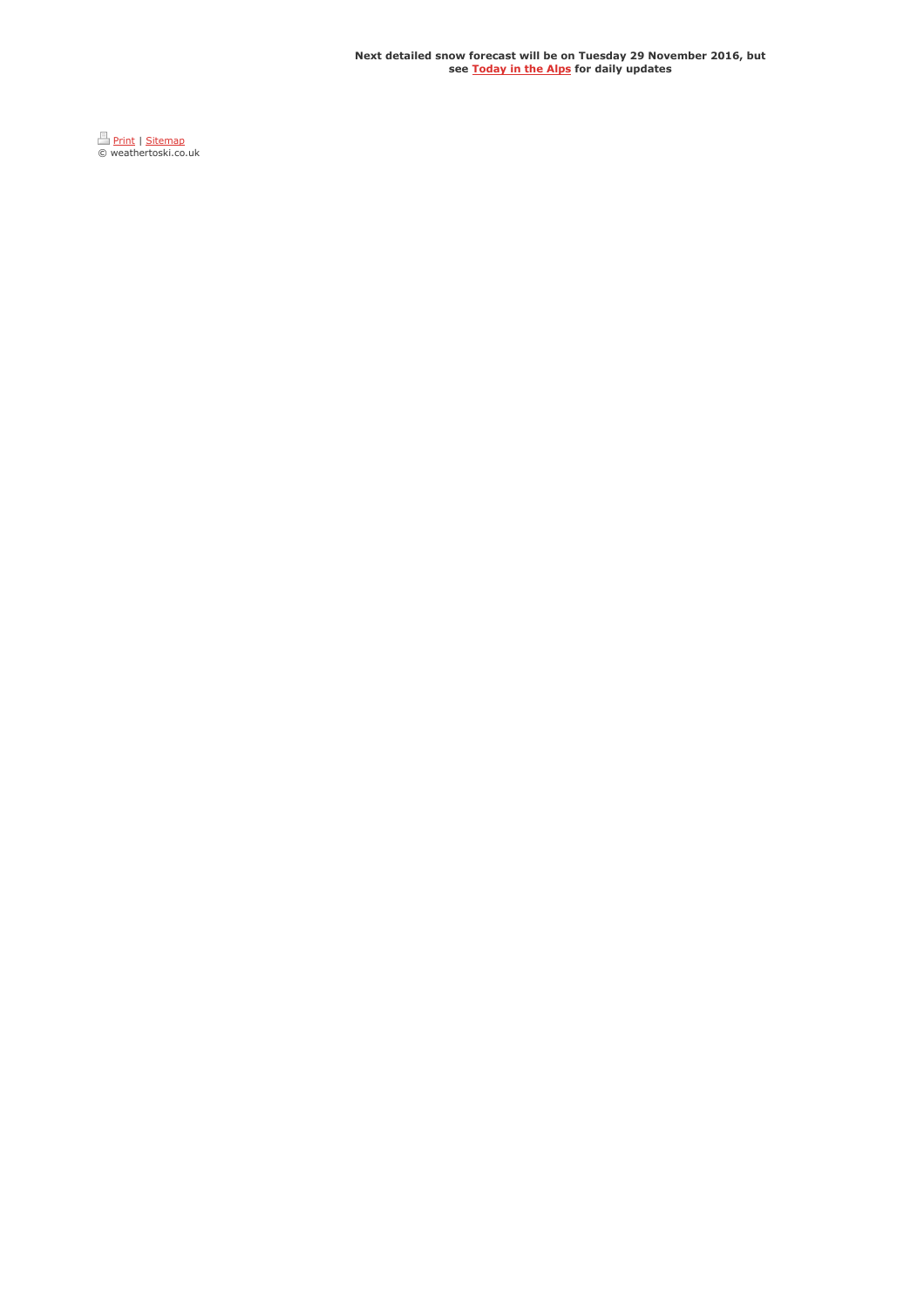**Next detailed snow forecast will be on Tuesday 29 November 2016, but see Today in the Alps for daily updates**

Print | Sitemap
© weathertoski.co.uk